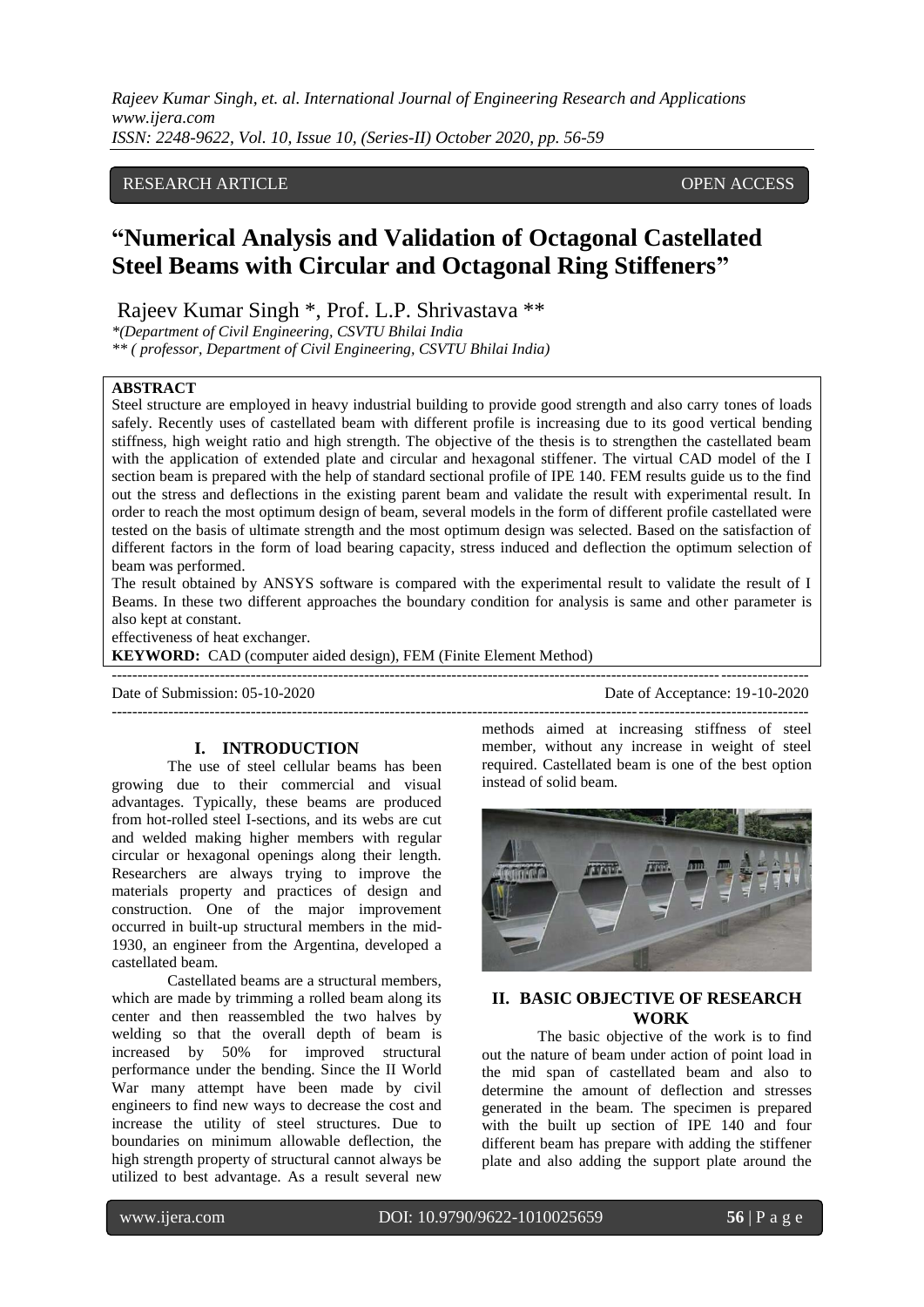RESEARCH ARTICLE OPEN ACCESS

# "Numerical Analysis and Validation of Octagonal Castellated Steel Beams with Circular and Octagonal Ring Stiffeners"

Rajeev Kumar Singh *, Prof. L.P. Shrivastava **

*(Department of Civil Engineering, CSVTU Bhilai India

** ( professor, Department of Civil Engineering, CSVTU Bhilai India)

**ABSTRACT**

Steel structure are employed in heavy industrial building to provide good strength and also carry tones of loads safely. Recently uses of castellated beam with different profile is increasing due to its good vertical bending stiffness, high weight ratio and high strength. The objective of the thesis is to strengthen the castellated beam with the application of extended plate and circular and hexagonal stiffener. The virtual CAD model of the I section beam is prepared with the help of standard sectional profile of IPE 140. FEM results guide us to the find out the stress and deflections in the existing parent beam and validate the result with experimental result. In order to reach the most optimum design of beam, several models in the form of different profile castellated were tested on the basis of ultimate strength and the most optimum design was selected. Based on the satisfaction of different factors in the form of load bearing capacity, stress induced and deflection the optimum selection of beam was performed.

The result obtained by ANSYS software is compared with the experimental result to validate the result of I Beams. In these two different approaches the boundary condition for analysis is same and other parameter is also kept at constant.

effectiveness of heat exchanger.

**KEYWORD:** CAD (computer aided design), FEM (Finite Element Method)

Date of Submission: 05-10-2020 Date of Acceptance: 19-10-2020

## I. INTRODUCTION

The use of steel cellular beams has been growing due to their commercial and visual advantages. Typically, these beams are produced from hot-rolled steel I-sections, and its webs are cut and welded making higher members with regular circular or hexagonal openings along their length. Researchers are always trying to improve the materials property and practices of design and construction. One of the major improvement occurred in built-up structural members in the mid-1930, an engineer from the Argentina, developed a castellated beam.

Castellated beams are a structural members, which are made by trimming a rolled beam along its center and then reassembled the two halves by welding so that the overall depth of beam is increased by 50% for improved structural performance under the bending. Since the II World War many attempt have been made by civil engineers to find new ways to decrease the cost and increase the utility of steel structures. Due to boundaries on minimum allowable deflection, the high strength property of structural cannot always be utilized to best advantage. As a result several new methods aimed at increasing stiffness of steel member, without any increase in weight of steel required. Castellated beam is one of the best option instead of solid beam.

## II. BASIC OBJECTIVE OF RESEARCH WORK

The basic objective of the work is to find out the nature of beam under action of point load in the mid span of castellated beam and also to determine the amount of deflection and stresses generated in the beam. The specimen is prepared with the built up section of IPE 140 and four different beam has prepare with adding the stiffener plate and also adding the support plate around the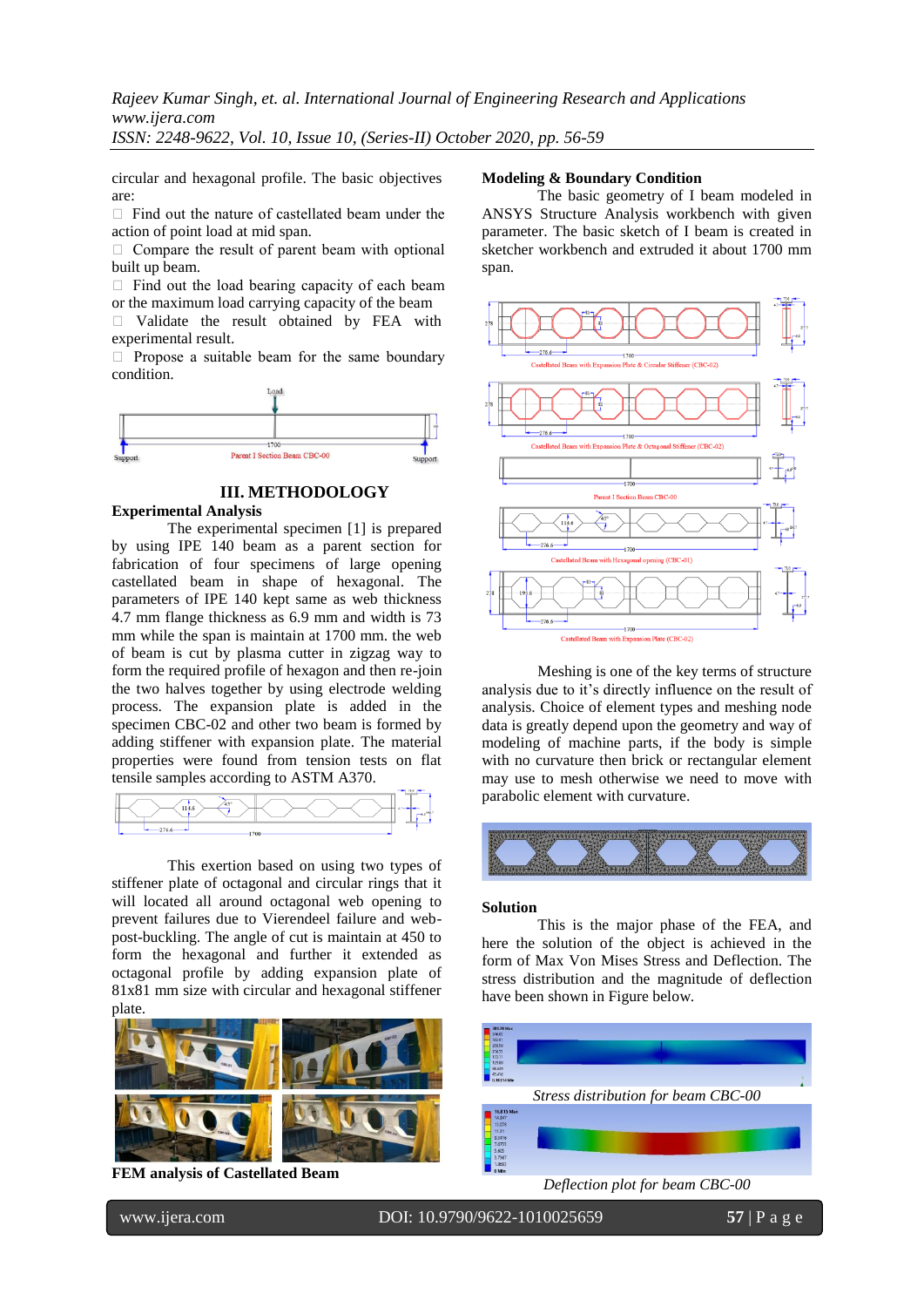circular and hexagonal profile. The basic objectives are:

- Find out the nature of castellated beam under the action of point load at mid span.
- Compare the result of parent beam with optional built up beam.
- Find out the load bearing capacity of each beam or the maximum load carrying capacity of the beam
- Validate the result obtained by FEA with experimental result.
- Propose a suitable beam for the same boundary condition.

## III. METHODOLOGY

### Experimental Analysis

The experimental specimen [1] is prepared by using IPE 140 beam as a parent section for fabrication of four specimens of large opening castellated beam in shape of hexagonal. The parameters of IPE 140 kept same as web thickness 4.7 mm flange thickness as 6.9 mm and width is 73 mm while the span is maintain at 1700 mm. the web of beam is cut by plasma cutter in zigzag way to form the required profile of hexagon and then re-join the two halves together by using electrode welding process. The expansion plate is added in the specimen CBC-02 and other two beam is formed by adding stiffener with expansion plate. The material properties were found from tension tests on flat tensile samples according to ASTM A370.

This exertion based on using two types of stiffener plate of octagonal and circular rings that it will located all around octagonal web opening to prevent failures due to Vierendeel failure and web-post-buckling. The angle of cut is maintain at 450 to form the hexagonal and further it extended as octagonal profile by adding expansion plate of 81x81 mm size with circular and hexagonal stiffener plate.

**FEM analysis of Castellated Beam**

### Modeling & Boundary Condition

The basic geometry of I beam modeled in ANSYS Structure Analysis workbench with given parameter. The basic sketch of I beam is created in sketcher workbench and extruded it about 1700 mm span.

Meshing is one of the key terms of structure analysis due to it's directly influence on the result of analysis. Choice of element types and meshing node data is greatly depend upon the geometry and way of modeling of machine parts, if the body is simple with no curvature then brick or rectangular element may use to mesh otherwise we need to move with parabolic element with curvature.

### Solution

This is the major phase of the FEA, and here the solution of the object is achieved in the form of Max Von Mises Stress and Deflection. The stress distribution and the magnitude of deflection have been shown in Figure below.

*Stress distribution for beam CBC-00*

*Deflection plot for beam CBC-00*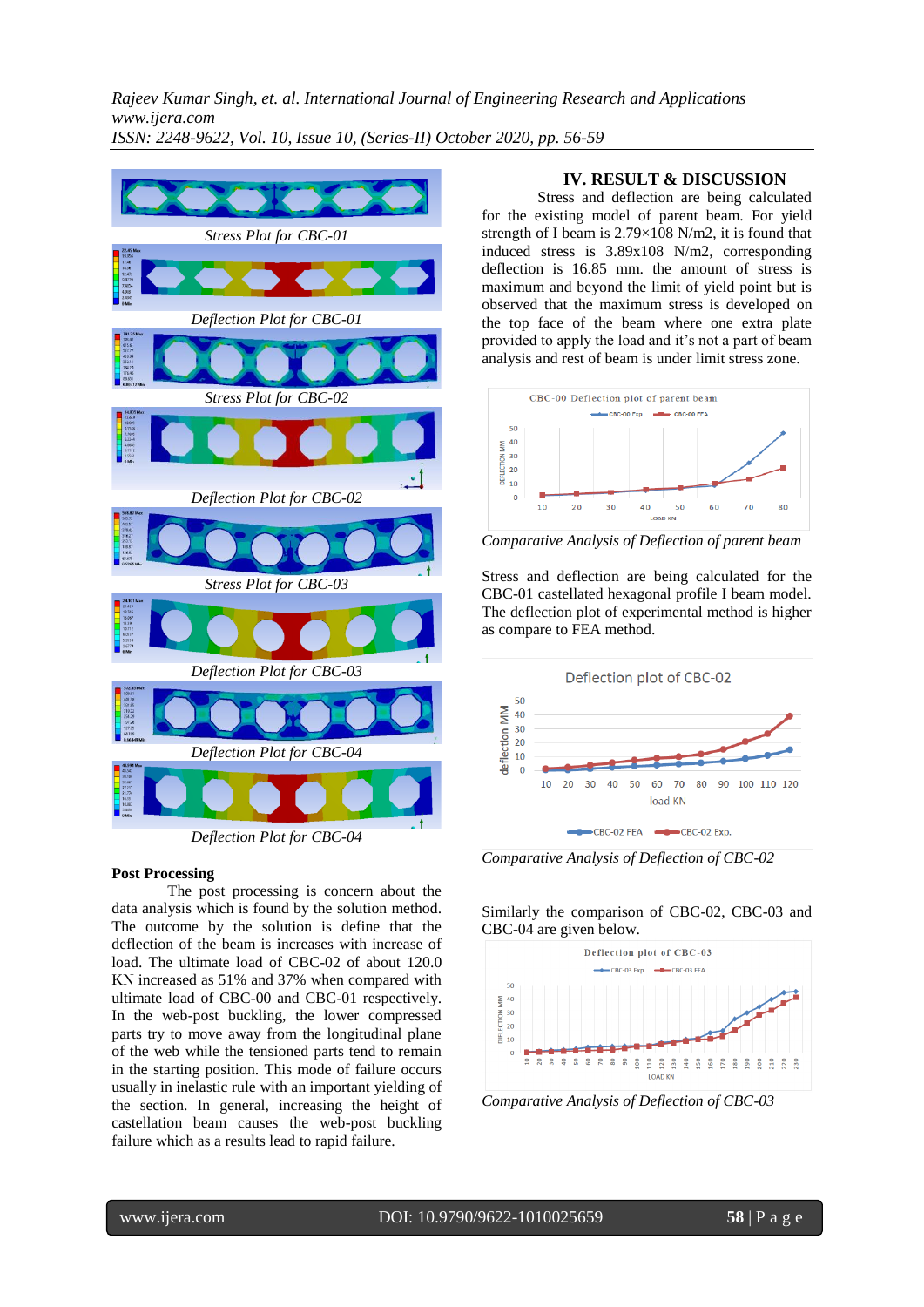Stress Plot for CBC-01

Deflection Plot for CBC-01

Stress Plot for CBC-02

Deflection Plot for CBC-02

Stress Plot for CBC-03

Deflection Plot for CBC-03

Deflection Plot for CBC-04

Deflection Plot for CBC-04

### Post Processing

The post processing is concern about the data analysis which is found by the solution method. The outcome by the solution is define that the deflection of the beam is increases with increase of load. The ultimate load of CBC-02 of about 120.0 KN increased as 51% and 37% when compared with ultimate load of CBC-00 and CBC-01 respectively. In the web-post buckling, the lower compressed parts try to move away from the longitudinal plane of the web while the tensioned parts tend to remain in the starting position. This mode of failure occurs usually in inelastic rule with an important yielding of the section. In general, increasing the height of castellation beam causes the web-post buckling failure which as a results lead to rapid failure.

## IV. RESULT & DISCUSSION

Stress and deflection are being calculated for the existing model of parent beam. For yield strength of I beam is 2.79×108 N/m2, it is found that induced stress is 3.89x108 N/m2, corresponding deflection is 16.85 mm. the amount of stress is maximum and beyond the limit of yield point but is observed that the maximum stress is developed on the top face of the beam where one extra plate provided to apply the load and it's not a part of beam analysis and rest of beam is under limit stress zone.

Comparative Analysis of Deflection of parent beam

Stress and deflection are being calculated for the CBC-01 castellated hexagonal profile I beam model. The deflection plot of experimental method is higher as compare to FEA method.

Comparative Analysis of Deflection of CBC-02

Similarly the comparison of CBC-02, CBC-03 and CBC-04 are given below.

Comparative Analysis of Deflection of CBC-03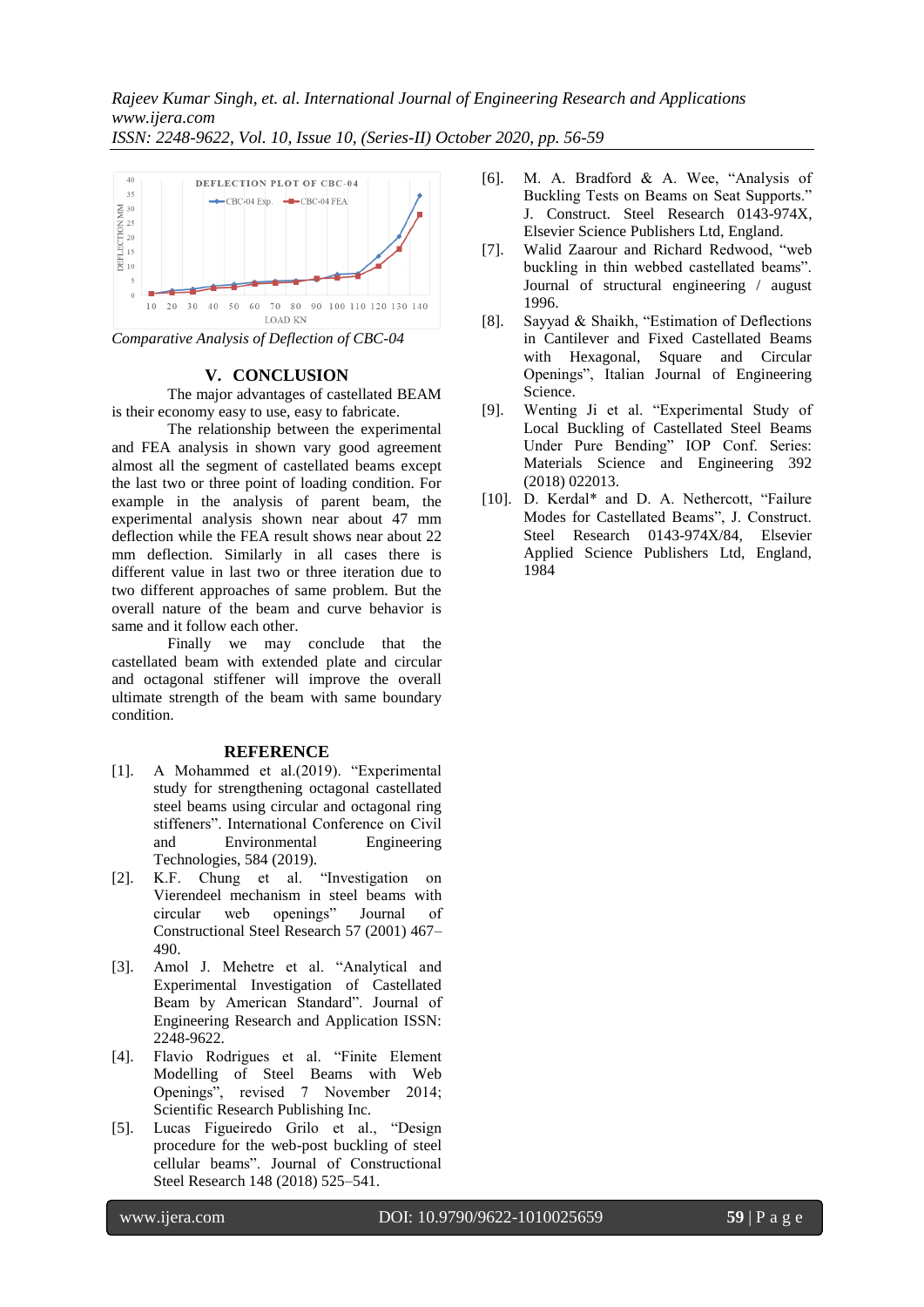DEFLECTION PLOT OF CBC-04

CBC-04 Exp. CBC-04 FEA

DEFLECTION MM

40
35
30
25
20
15
10
5
0

10 20 30 40 50 60 70 80 90 100 110 120 130 140

LOAD KN

*Comparative Analysis of Deflection of CBC-04*

## V. CONCLUSION

The major advantages of castellated BEAM is their economy easy to use, easy to fabricate.

The relationship between the experimental and FEA analysis in shown vary good agreement almost all the segment of castellated beams except the last two or three point of loading condition. For example in the analysis of parent beam, the experimental analysis shown near about 47 mm deflection while the FEA result shows near about 22 mm deflection. Similarly in all cases there is different value in last two or three iteration due to two different approaches of same problem. But the overall nature of the beam and curve behavior is same and it follow each other.

Finally we may conclude that the castellated beam with extended plate and circular and octagonal stiffener will improve the overall ultimate strength of the beam with same boundary condition.

## REFERENCE

[1]. A Mohammed et al.(2019). "Experimental study for strengthening octagonal castellated steel beams using circular and octagonal ring stiffeners". International Conference on Civil and Environmental Engineering Technologies, 584 (2019).

[2]. K.F. Chung et al. "Investigation on Vierendeel mechanism in steel beams with circular web openings" Journal of Constructional Steel Research 57 (2001) 467–490.

[3]. Amol J. Mehetre et al. "Analytical and Experimental Investigation of Castellated Beam by American Standard". Journal of Engineering Research and Application ISSN: 2248-9622.

[4]. Flavio Rodrigues et al. "Finite Element Modelling of Steel Beams with Web Openings", revised 7 November 2014; Scientific Research Publishing Inc.

[5]. Lucas Figueiredo Grilo et al., "Design procedure for the web-post buckling of steel cellular beams". Journal of Constructional Steel Research 148 (2018) 525–541.

[6]. M. A. Bradford & A. Wee, "Analysis of Buckling Tests on Beams on Seat Supports." J. Construct. Steel Research 0143-974X, Elsevier Science Publishers Ltd, England.

[7]. Walid Zaarour and Richard Redwood, "web buckling in thin webbed castellated beams". Journal of structural engineering / august 1996.

[8]. Sayyad & Shaikh, "Estimation of Deflections in Cantilever and Fixed Castellated Beams with Hexagonal, Square and Circular Openings", Italian Journal of Engineering Science.

[9]. Wenting Ji et al. "Experimental Study of Local Buckling of Castellated Steel Beams Under Pure Bending" IOP Conf. Series: Materials Science and Engineering 392 (2018) 022013.

[10]. D. Kerdal* and D. A. Nethercott, "Failure Modes for Castellated Beams", J. Construct. Steel Research 0143-974X/84, Elsevier Applied Science Publishers Ltd, England, 1984